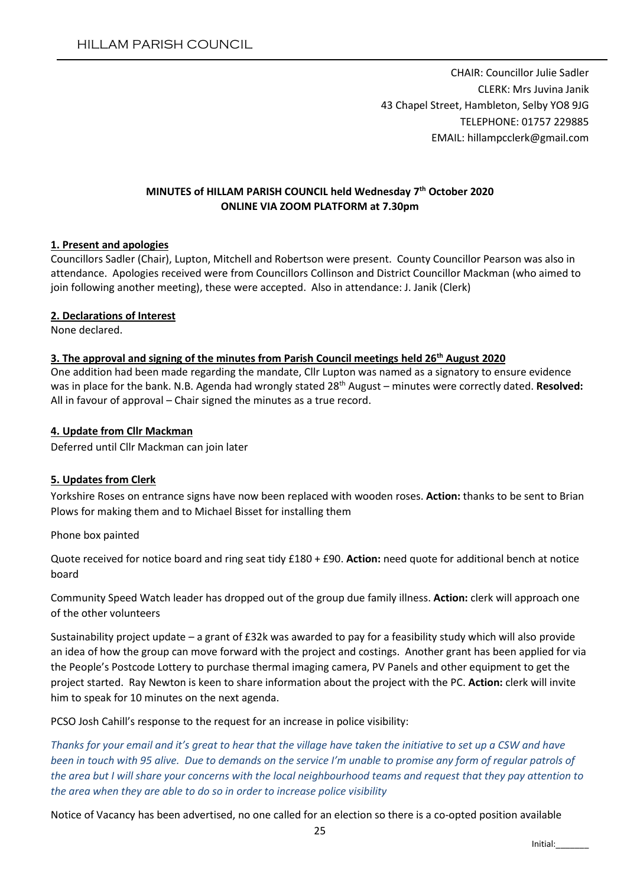HILLAM PARISH COUNCIL

CHAIR: Councillor Julie Sadler
CLERK: Mrs Juvina Janik
43 Chapel Street, Hambleton, Selby YO8 9JG
TELEPHONE: 01757 229885
EMAIL: hillampcclerk@gmail.com

**MINUTES of HILLAM PARISH COUNCIL held Wednesday 7th October 2020**
**ONLINE VIA ZOOM PLATFORM at 7.30pm**

## 1. Present and apologies

Councillors Sadler (Chair), Lupton, Mitchell and Robertson were present. County Councillor Pearson was also in attendance. Apologies received were from Councillors Collinson and District Councillor Mackman (who aimed to join following another meeting), these were accepted. Also in attendance: J. Janik (Clerk)

## 2. Declarations of Interest

None declared.

## 3. The approval and signing of the minutes from Parish Council meetings held 26th August 2020

One addition had been made regarding the mandate, Cllr Lupton was named as a signatory to ensure evidence was in place for the bank. N.B. Agenda had wrongly stated 28th August – minutes were correctly dated. **Resolved:** All in favour of approval – Chair signed the minutes as a true record.

## 4. Update from Cllr Mackman

Deferred until Cllr Mackman can join later

## 5. Updates from Clerk

Yorkshire Roses on entrance signs have now been replaced with wooden roses. **Action:** thanks to be sent to Brian Plows for making them and to Michael Bisset for installing them

Phone box painted

Quote received for notice board and ring seat tidy £180 + £90. **Action:** need quote for additional bench at notice board

Community Speed Watch leader has dropped out of the group due family illness. **Action:** clerk will approach one of the other volunteers

Sustainability project update – a grant of £32k was awarded to pay for a feasibility study which will also provide an idea of how the group can move forward with the project and costings. Another grant has been applied for via the People's Postcode Lottery to purchase thermal imaging camera, PV Panels and other equipment to get the project started. Ray Newton is keen to share information about the project with the PC. **Action:** clerk will invite him to speak for 10 minutes on the next agenda.

PCSO Josh Cahill's response to the request for an increase in police visibility:

*Thanks for your email and it's great to hear that the village have taken the initiative to set up a CSW and have been in touch with 95 alive. Due to demands on the service I'm unable to promise any form of regular patrols of the area but I will share your concerns with the local neighbourhood teams and request that they pay attention to the area when they are able to do so in order to increase police visibility*

Notice of Vacancy has been advertised, no one called for an election so there is a co-opted position available

Initial:_______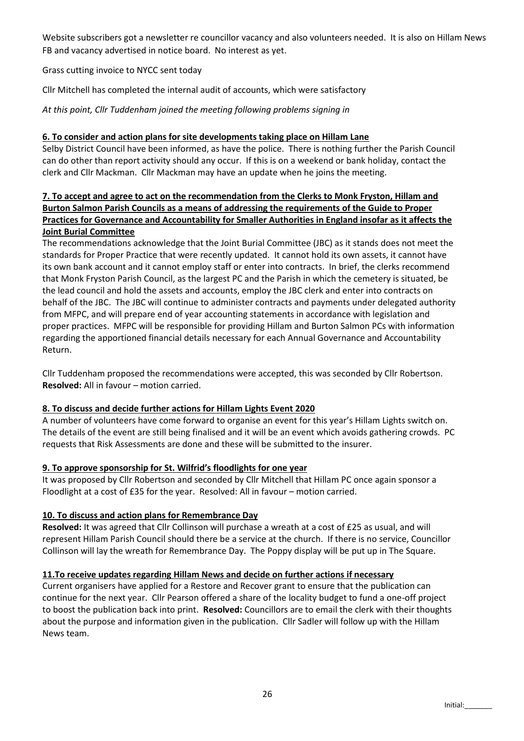Website subscribers got a newsletter re councillor vacancy and also volunteers needed. It is also on Hillam News FB and vacancy advertised in notice board. No interest as yet.

Grass cutting invoice to NYCC sent today

Cllr Mitchell has completed the internal audit of accounts, which were satisfactory

*At this point, Cllr Tuddenham joined the meeting following problems signing in*

**6. To consider and action plans for site developments taking place on Hillam Lane**

Selby District Council have been informed, as have the police. There is nothing further the Parish Council can do other than report activity should any occur. If this is on a weekend or bank holiday, contact the clerk and Cllr Mackman. Cllr Mackman may have an update when he joins the meeting.

**7. To accept and agree to act on the recommendation from the Clerks to Monk Fryston, Hillam and Burton Salmon Parish Councils as a means of addressing the requirements of the Guide to Proper Practices for Governance and Accountability for Smaller Authorities in England insofar as it affects the Joint Burial Committee**

The recommendations acknowledge that the Joint Burial Committee (JBC) as it stands does not meet the standards for Proper Practice that were recently updated. It cannot hold its own assets, it cannot have its own bank account and it cannot employ staff or enter into contracts. In brief, the clerks recommend that Monk Fryston Parish Council, as the largest PC and the Parish in which the cemetery is situated, be the lead council and hold the assets and accounts, employ the JBC clerk and enter into contracts on behalf of the JBC. The JBC will continue to administer contracts and payments under delegated authority from MFPC, and will prepare end of year accounting statements in accordance with legislation and proper practices. MFPC will be responsible for providing Hillam and Burton Salmon PCs with information regarding the apportioned financial details necessary for each Annual Governance and Accountability Return.

Cllr Tuddenham proposed the recommendations were accepted, this was seconded by Cllr Robertson. **Resolved:** All in favour – motion carried.

**8. To discuss and decide further actions for Hillam Lights Event 2020**

A number of volunteers have come forward to organise an event for this year's Hillam Lights switch on. The details of the event are still being finalised and it will be an event which avoids gathering crowds. PC requests that Risk Assessments are done and these will be submitted to the insurer.

**9. To approve sponsorship for St. Wilfrid's floodlights for one year**

It was proposed by Cllr Robertson and seconded by Cllr Mitchell that Hillam PC once again sponsor a Floodlight at a cost of £35 for the year. Resolved: All in favour – motion carried.

**10. To discuss and action plans for Remembrance Day**

**Resolved:** It was agreed that Cllr Collinson will purchase a wreath at a cost of £25 as usual, and will represent Hillam Parish Council should there be a service at the church. If there is no service, Councillor Collinson will lay the wreath for Remembrance Day. The Poppy display will be put up in The Square.

**11.To receive updates regarding Hillam News and decide on further actions if necessary**

Current organisers have applied for a Restore and Recover grant to ensure that the publication can continue for the next year. Cllr Pearson offered a share of the locality budget to fund a one-off project to boost the publication back into print. **Resolved:** Councillors are to email the clerk with their thoughts about the purpose and information given in the publication. Cllr Sadler will follow up with the Hillam News team.

Initial:_______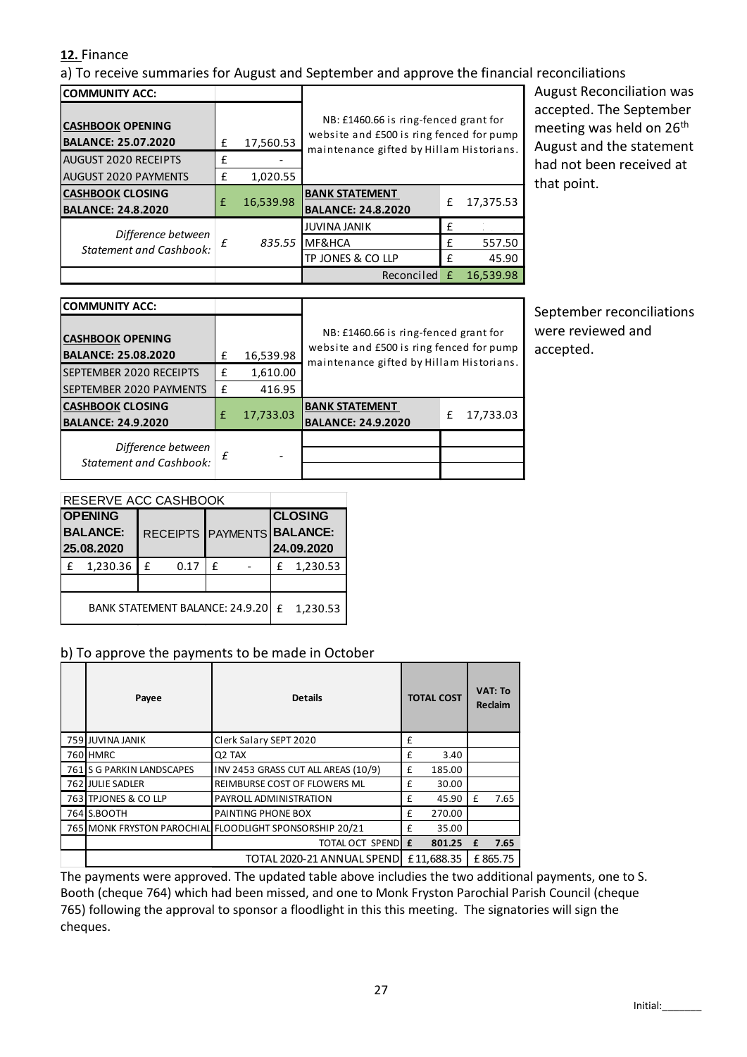**12.** Finance

a) To receive summaries for August and September and approve the financial reconciliations

| COMMUNITY ACC: | | | | |
|---|---|---|---|---|
| **CASHBOOK OPENING BALANCE: 25.07.2020** | £ | 17,560.53 | NB: £1460.66 is ring-fenced grant for website and £500 is ring fenced for pump maintenance gifted by Hillam Historians. | |
| AUGUST 2020 RECEIPTS | £ | - | | |
| AUGUST 2020 PAYMENTS | £ | 1,020.55 | | |
| **CASHBOOK CLOSING BALANCE: 24.8.2020** | £ | 16,539.98 | **BANK STATEMENT BALANCE: 24.8.2020** | £ 17,375.53 |
| *Difference between Statement and Cashbook:* | *£* | *835.55* | JUVINA JANIK | £ |
| | | | MF&HCA | £ 557.50 |
| | | | TP JONES & CO LLP | £ 45.90 |
| | | | Reconciled | £ 16,539.98 |

August Reconciliation was accepted. The September meeting was held on 26th August and the statement had not been received at that point.

| COMMUNITY ACC: | | | | |
|---|---|---|---|---|
| **CASHBOOK OPENING BALANCE: 25.08.2020** | £ | 16,539.98 | NB: £1460.66 is ring-fenced grant for website and £500 is ring fenced for pump maintenance gifted by Hillam Historians. | |
| SEPTEMBER 2020 RECEIPTS | £ | 1,610.00 | | |
| SEPTEMBER 2020 PAYMENTS | £ | 416.95 | | |
| **CASHBOOK CLOSING BALANCE: 24.9.2020** | £ | 17,733.03 | **BANK STATEMENT BALANCE: 24.9.2020** | £ 17,733.03 |
| *Difference between Statement and Cashbook:* | *£* | - | | |

September reconciliations were reviewed and accepted.

| RESERVE ACC CASHBOOK | | | |
|---|---|---|---|
| **OPENING BALANCE: 25.08.2020** | RECEIPTS | PAYMENTS | **CLOSING BALANCE: 24.09.2020** |
| £ 1,230.36 | £ 0.17 | £ - | £ 1,230.53 |
| | | | |
| BANK STATEMENT BALANCE: 24.9.20 | | | £ 1,230.53 |

b) To approve the payments to be made in October

| | Payee | Details | TOTAL COST | VAT: To Reclaim |
|---|---|---|---|---|
| 759 | JUVINA JANIK | Clerk Salary SEPT 2020 | £ | |
| 760 | HMRC | Q2 TAX | £ 3.40 | |
| 761 | S G PARKIN LANDSCAPES | INV 2453 GRASS CUT ALL AREAS (10/9) | £ 185.00 | |
| 762 | JULIE SADLER | REIMBURSE COST OF FLOWERS ML | £ 30.00 | |
| 763 | TPJONES & CO LLP | PAYROLL ADMINISTRATION | £ 45.90 | £ 7.65 |
| 764 | S.BOOTH | PAINTING PHONE BOX | £ 270.00 | |
| 765 | MONK FRYSTON PAROCHIAL | FLOODLIGHT SPONSORSHIP 20/21 | £ 35.00 | |
| | | **TOTAL OCT SPEND** | **£ 801.25** | **£ 7.65** |
| | | TOTAL 2020-21 ANNUAL SPEND | £11,688.35 | £865.75 |

The payments were approved. The updated table above includies the two additional payments, one to S. Booth (cheque 764) which had been missed, and one to Monk Fryston Parochial Parish Council (cheque 765) following the approval to sponsor a floodlight in this this meeting. The signatories will sign the cheques.

Initial:_______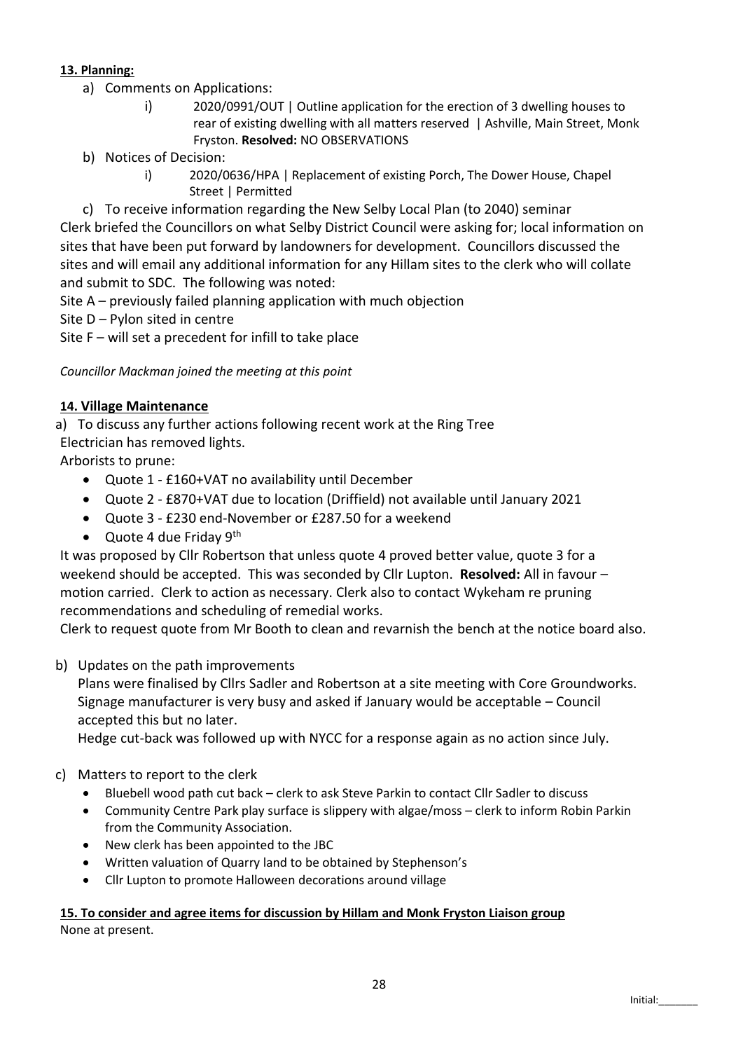**13. Planning:**

a) Comments on Applications:

   i) 2020/0991/OUT | Outline application for the erection of 3 dwelling houses to rear of existing dwelling with all matters reserved | Ashville, Main Street, Monk Fryston. **Resolved:** NO OBSERVATIONS

b) Notices of Decision:

   i) 2020/0636/HPA | Replacement of existing Porch, The Dower House, Chapel Street | Permitted

c) To receive information regarding the New Selby Local Plan (to 2040) seminar

Clerk briefed the Councillors on what Selby District Council were asking for; local information on sites that have been put forward by landowners for development. Councillors discussed the sites and will email any additional information for any Hillam sites to the clerk who will collate and submit to SDC. The following was noted:

Site A – previously failed planning application with much objection

Site D – Pylon sited in centre

Site F – will set a precedent for infill to take place

*Councillor Mackman joined the meeting at this point*

**14. Village Maintenance**

a) To discuss any further actions following recent work at the Ring Tree

Electrician has removed lights.

Arborists to prune:

- Quote 1 - £160+VAT no availability until December
- Quote 2 - £870+VAT due to location (Driffield) not available until January 2021
- Quote 3 - £230 end-November or £287.50 for a weekend
- Quote 4 due Friday 9th

It was proposed by Cllr Robertson that unless quote 4 proved better value, quote 3 for a weekend should be accepted. This was seconded by Cllr Lupton. **Resolved:** All in favour – motion carried. Clerk to action as necessary. Clerk also to contact Wykeham re pruning recommendations and scheduling of remedial works.

Clerk to request quote from Mr Booth to clean and revarnish the bench at the notice board also.

b) Updates on the path improvements

Plans were finalised by Cllrs Sadler and Robertson at a site meeting with Core Groundworks. Signage manufacturer is very busy and asked if January would be acceptable – Council accepted this but no later.

Hedge cut-back was followed up with NYCC for a response again as no action since July.

c) Matters to report to the clerk

- Bluebell wood path cut back – clerk to ask Steve Parkin to contact Cllr Sadler to discuss
- Community Centre Park play surface is slippery with algae/moss – clerk to inform Robin Parkin from the Community Association.
- New clerk has been appointed to the JBC
- Written valuation of Quarry land to be obtained by Stephenson's
- Cllr Lupton to promote Halloween decorations around village

**15. To consider and agree items for discussion by Hillam and Monk Fryston Liaison group**

None at present.

Initial:_______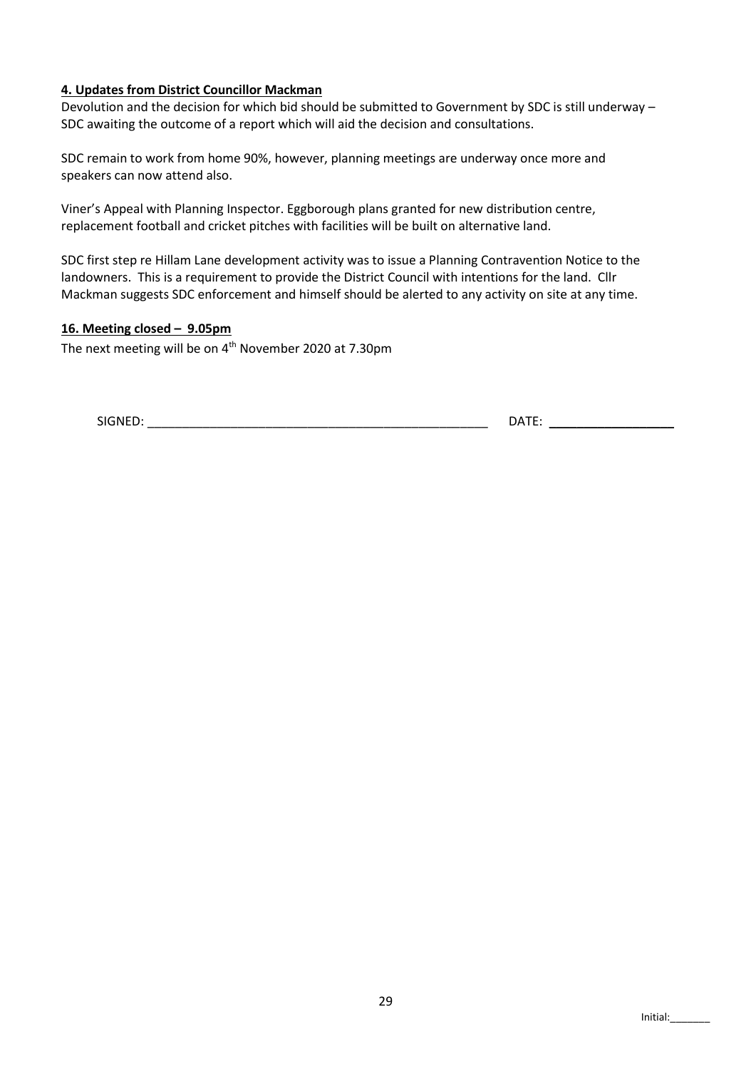**4. Updates from District Councillor Mackman**

Devolution and the decision for which bid should be submitted to Government by SDC is still underway – SDC awaiting the outcome of a report which will aid the decision and consultations.

SDC remain to work from home 90%, however, planning meetings are underway once more and speakers can now attend also.

Viner's Appeal with Planning Inspector. Eggborough plans granted for new distribution centre, replacement football and cricket pitches with facilities will be built on alternative land.

SDC first step re Hillam Lane development activity was to issue a Planning Contravention Notice to the landowners. This is a requirement to provide the District Council with intentions for the land. Cllr Mackman suggests SDC enforcement and himself should be alerted to any activity on site at any time.

**16. Meeting closed – 9.05pm**

The next meeting will be on 4th November 2020 at 7.30pm

SIGNED: \_\_\_\_\_\_\_\_\_\_\_\_\_\_\_\_\_\_\_\_\_\_\_\_\_\_\_\_\_\_\_\_\_\_\_\_\_\_\_\_\_\_\_\_\_\_\_\_\_\_ DATE: \_\_\_\_\_\_\_\_\_\_\_\_\_\_\_\_\_\_

Initial:\_\_\_\_\_\_\_